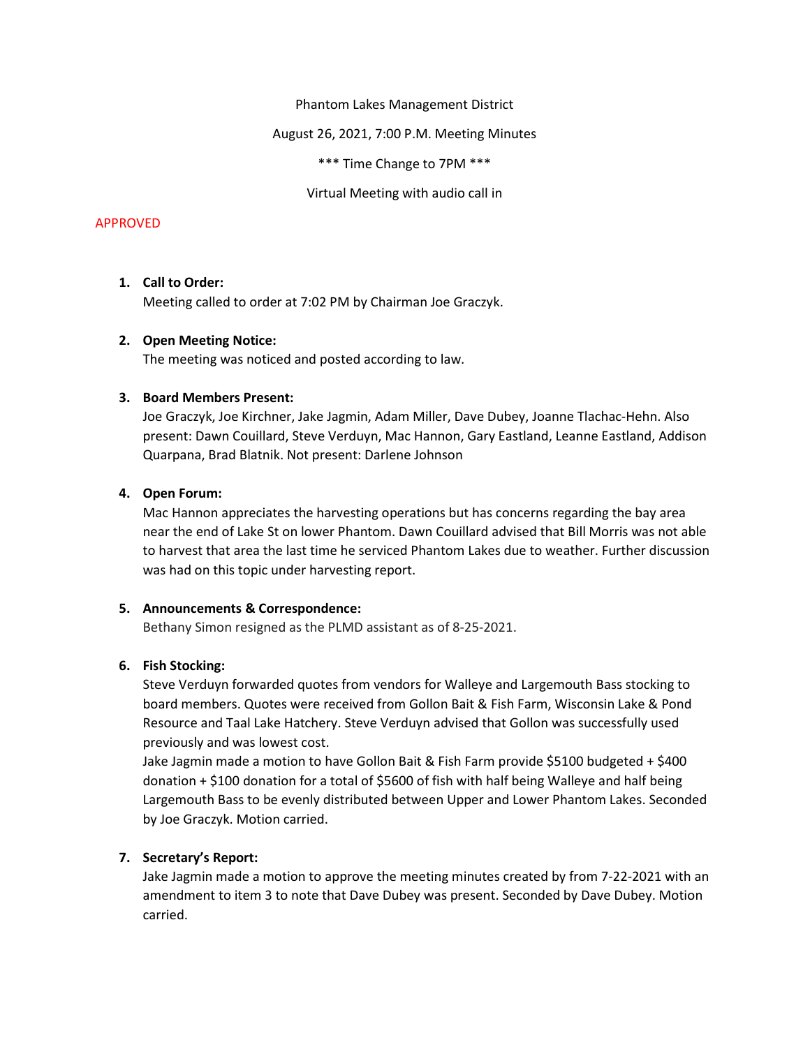Phantom Lakes Management District

August 26, 2021, 7:00 P.M. Meeting Minutes

*** Time Change to 7PM ***

Virtual Meeting with audio call in

APPROVED

1. **Call to Order:**
   Meeting called to order at 7:02 PM by Chairman Joe Graczyk.

2. **Open Meeting Notice:**
   The meeting was noticed and posted according to law.

3. **Board Members Present:**
   Joe Graczyk, Joe Kirchner, Jake Jagmin, Adam Miller, Dave Dubey, Joanne Tlachac-Hehn. Also present: Dawn Couillard, Steve Verduyn, Mac Hannon, Gary Eastland, Leanne Eastland, Addison Quarpana, Brad Blatnik. Not present: Darlene Johnson

4. **Open Forum:**
   Mac Hannon appreciates the harvesting operations but has concerns regarding the bay area near the end of Lake St on lower Phantom. Dawn Couillard advised that Bill Morris was not able to harvest that area the last time he serviced Phantom Lakes due to weather. Further discussion was had on this topic under harvesting report.

5. **Announcements & Correspondence:**
   Bethany Simon resigned as the PLMD assistant as of 8-25-2021.

6. **Fish Stocking:**
   Steve Verduyn forwarded quotes from vendors for Walleye and Largemouth Bass stocking to board members. Quotes were received from Gollon Bait & Fish Farm, Wisconsin Lake & Pond Resource and Taal Lake Hatchery. Steve Verduyn advised that Gollon was successfully used previously and was lowest cost.
   Jake Jagmin made a motion to have Gollon Bait & Fish Farm provide $5100 budgeted + $400 donation + $100 donation for a total of $5600 of fish with half being Walleye and half being Largemouth Bass to be evenly distributed between Upper and Lower Phantom Lakes. Seconded by Joe Graczyk. Motion carried.

7. **Secretary's Report:**
   Jake Jagmin made a motion to approve the meeting minutes created by from 7-22-2021 with an amendment to item 3 to note that Dave Dubey was present. Seconded by Dave Dubey. Motion carried.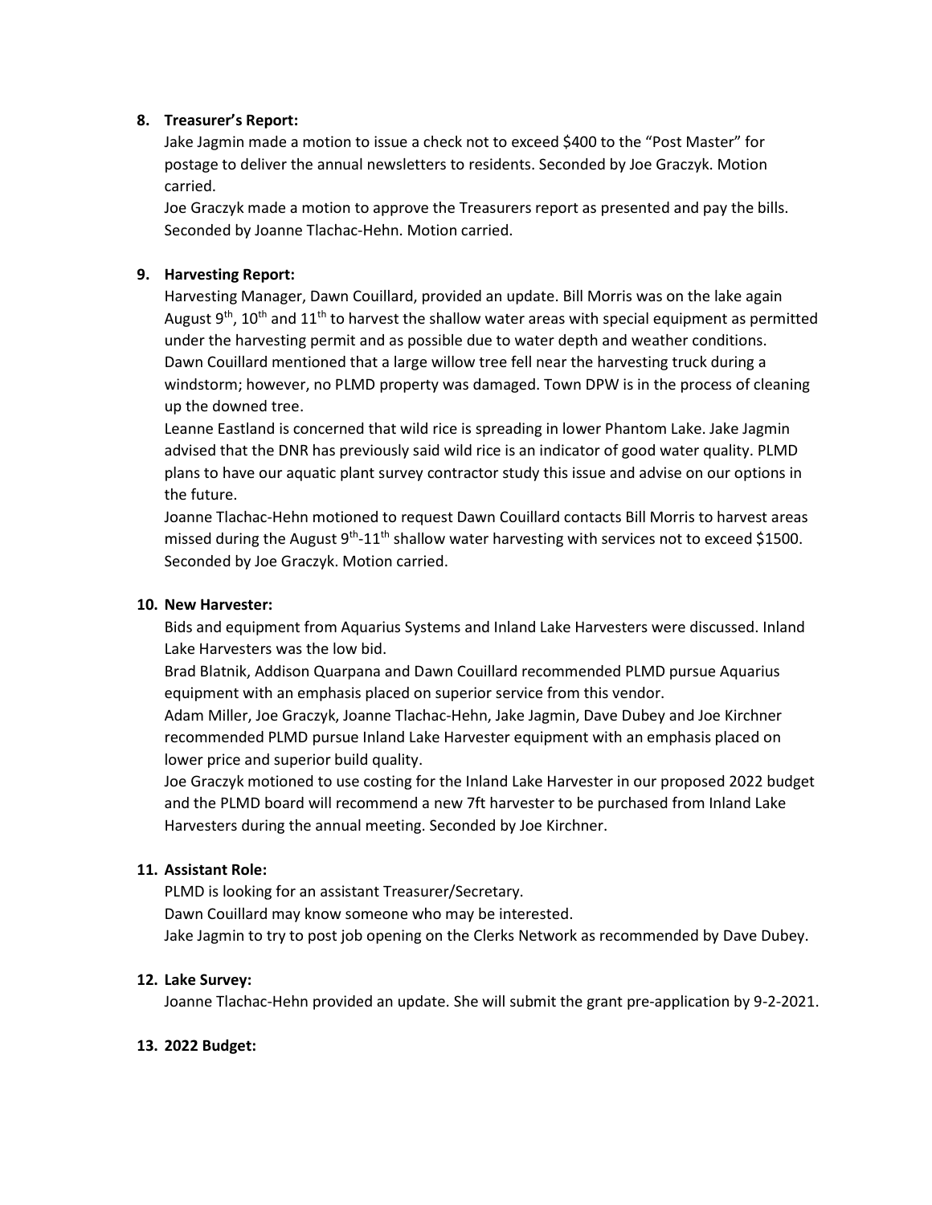8. **Treasurer's Report:**

   Jake Jagmin made a motion to issue a check not to exceed $400 to the "Post Master" for postage to deliver the annual newsletters to residents. Seconded by Joe Graczyk. Motion carried.

   Joe Graczyk made a motion to approve the Treasurers report as presented and pay the bills. Seconded by Joanne Tlachac-Hehn. Motion carried.

9. **Harvesting Report:**

   Harvesting Manager, Dawn Couillard, provided an update. Bill Morris was on the lake again August 9th, 10th and 11th to harvest the shallow water areas with special equipment as permitted under the harvesting permit and as possible due to water depth and weather conditions.

   Dawn Couillard mentioned that a large willow tree fell near the harvesting truck during a windstorm; however, no PLMD property was damaged. Town DPW is in the process of cleaning up the downed tree.

   Leanne Eastland is concerned that wild rice is spreading in lower Phantom Lake. Jake Jagmin advised that the DNR has previously said wild rice is an indicator of good water quality. PLMD plans to have our aquatic plant survey contractor study this issue and advise on our options in the future.

   Joanne Tlachac-Hehn motioned to request Dawn Couillard contacts Bill Morris to harvest areas missed during the August 9th-11th shallow water harvesting with services not to exceed $1500. Seconded by Joe Graczyk. Motion carried.

10. **New Harvester:**

    Bids and equipment from Aquarius Systems and Inland Lake Harvesters were discussed. Inland Lake Harvesters was the low bid.

    Brad Blatnik, Addison Quarpana and Dawn Couillard recommended PLMD pursue Aquarius equipment with an emphasis placed on superior service from this vendor.

    Adam Miller, Joe Graczyk, Joanne Tlachac-Hehn, Jake Jagmin, Dave Dubey and Joe Kirchner recommended PLMD pursue Inland Lake Harvester equipment with an emphasis placed on lower price and superior build quality.

    Joe Graczyk motioned to use costing for the Inland Lake Harvester in our proposed 2022 budget and the PLMD board will recommend a new 7ft harvester to be purchased from Inland Lake Harvesters during the annual meeting. Seconded by Joe Kirchner.

11. **Assistant Role:**

    PLMD is looking for an assistant Treasurer/Secretary.

    Dawn Couillard may know someone who may be interested.

    Jake Jagmin to try to post job opening on the Clerks Network as recommended by Dave Dubey.

12. **Lake Survey:**

    Joanne Tlachac-Hehn provided an update. She will submit the grant pre-application by 9-2-2021.

13. **2022 Budget:**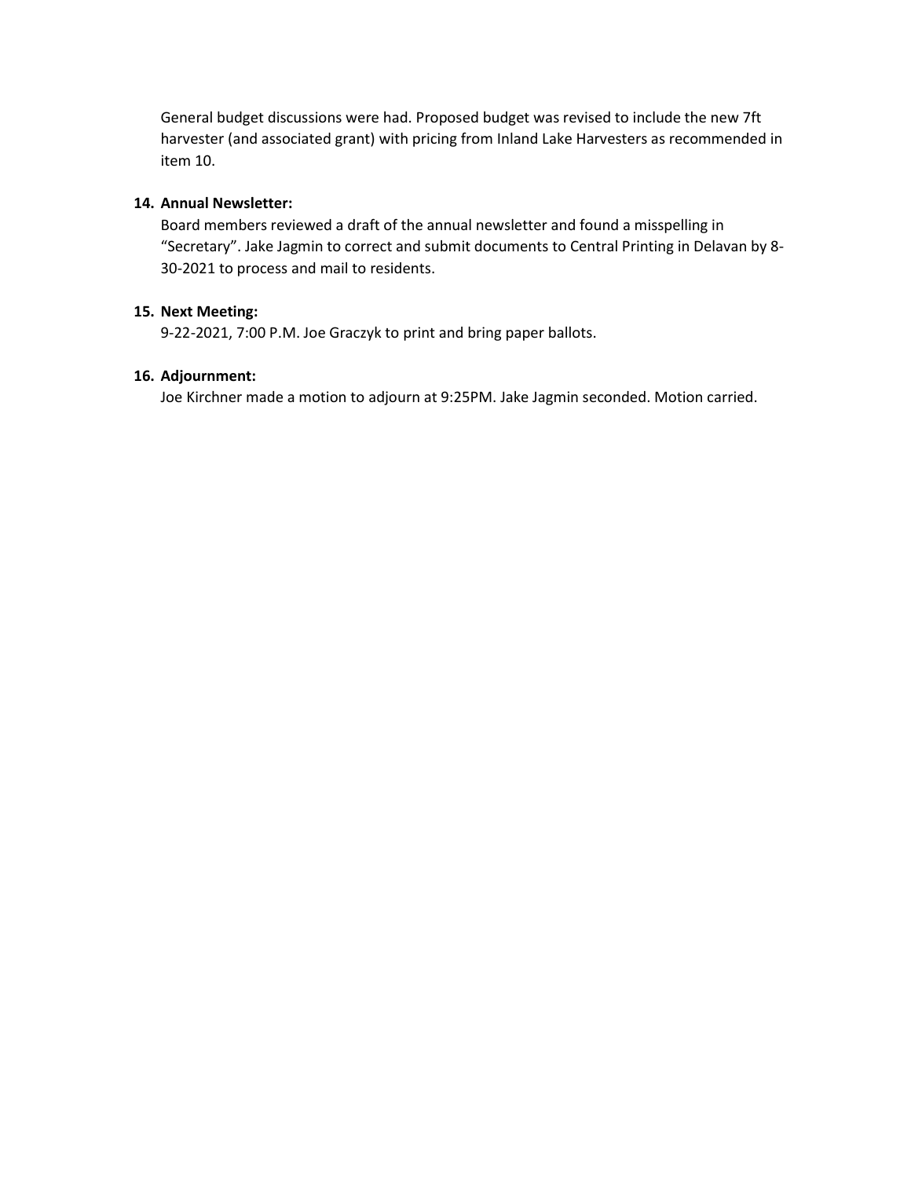General budget discussions were had. Proposed budget was revised to include the new 7ft harvester (and associated grant) with pricing from Inland Lake Harvesters as recommended in item 10.

**14. Annual Newsletter:**

Board members reviewed a draft of the annual newsletter and found a misspelling in "Secretary". Jake Jagmin to correct and submit documents to Central Printing in Delavan by 8-30-2021 to process and mail to residents.

**15. Next Meeting:**

9-22-2021, 7:00 P.M. Joe Graczyk to print and bring paper ballots.

**16. Adjournment:**

Joe Kirchner made a motion to adjourn at 9:25PM. Jake Jagmin seconded. Motion carried.